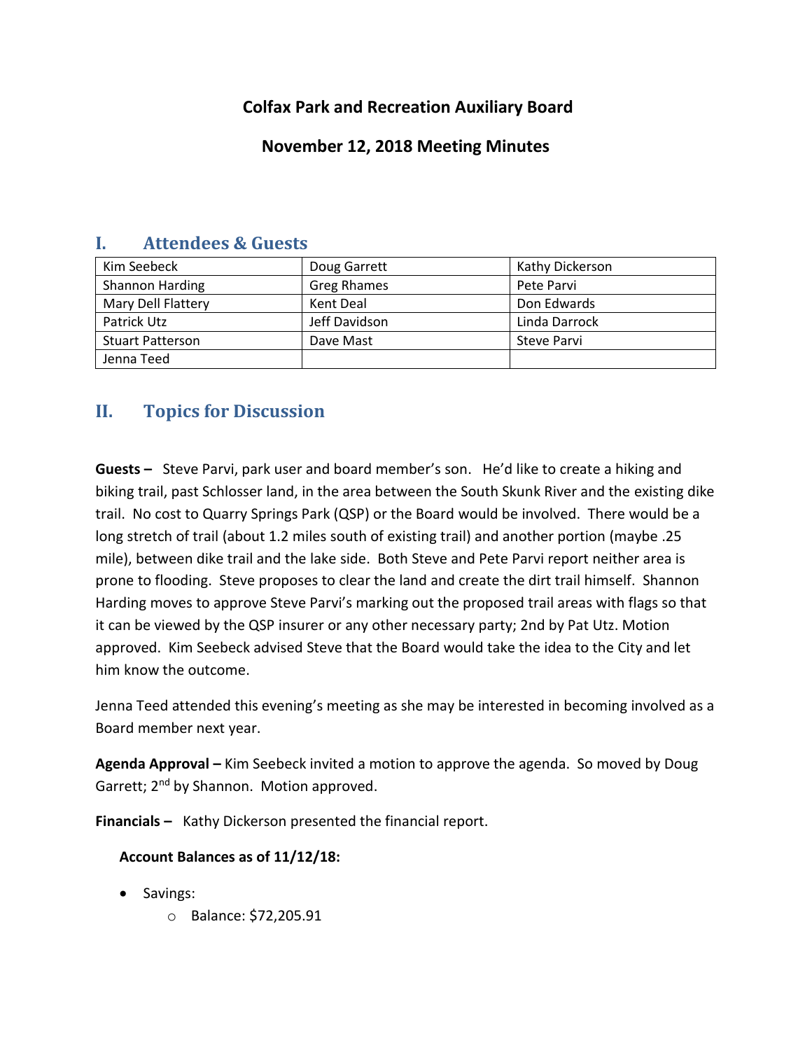# Colfax Park and Recreation Auxiliary Board

## November 12, 2018 Meeting Minutes

## I. Attendees & Guests

| Kim Seebeck | Doug Garrett | Kathy Dickerson |
|---|---|---|
| Shannon Harding | Greg Rhames | Pete Parvi |
| Mary Dell Flattery | Kent Deal | Don Edwards |
| Patrick Utz | Jeff Davidson | Linda Darrock |
| Stuart Patterson | Dave Mast | Steve Parvi |
| Jenna Teed | | |

## II. Topics for Discussion

**Guests –** Steve Parvi, park user and board member's son. He'd like to create a hiking and biking trail, past Schlosser land, in the area between the South Skunk River and the existing dike trail. No cost to Quarry Springs Park (QSP) or the Board would be involved. There would be a long stretch of trail (about 1.2 miles south of existing trail) and another portion (maybe .25 mile), between dike trail and the lake side. Both Steve and Pete Parvi report neither area is prone to flooding. Steve proposes to clear the land and create the dirt trail himself. Shannon Harding moves to approve Steve Parvi's marking out the proposed trail areas with flags so that it can be viewed by the QSP insurer or any other necessary party; 2nd by Pat Utz. Motion approved. Kim Seebeck advised Steve that the Board would take the idea to the City and let him know the outcome.

Jenna Teed attended this evening's meeting as she may be interested in becoming involved as a Board member next year.

**Agenda Approval –** Kim Seebeck invited a motion to approve the agenda. So moved by Doug Garrett; 2nd by Shannon. Motion approved.

**Financials –** Kathy Dickerson presented the financial report.

**Account Balances as of 11/12/18:**

- Savings:
  - Balance: $72,205.91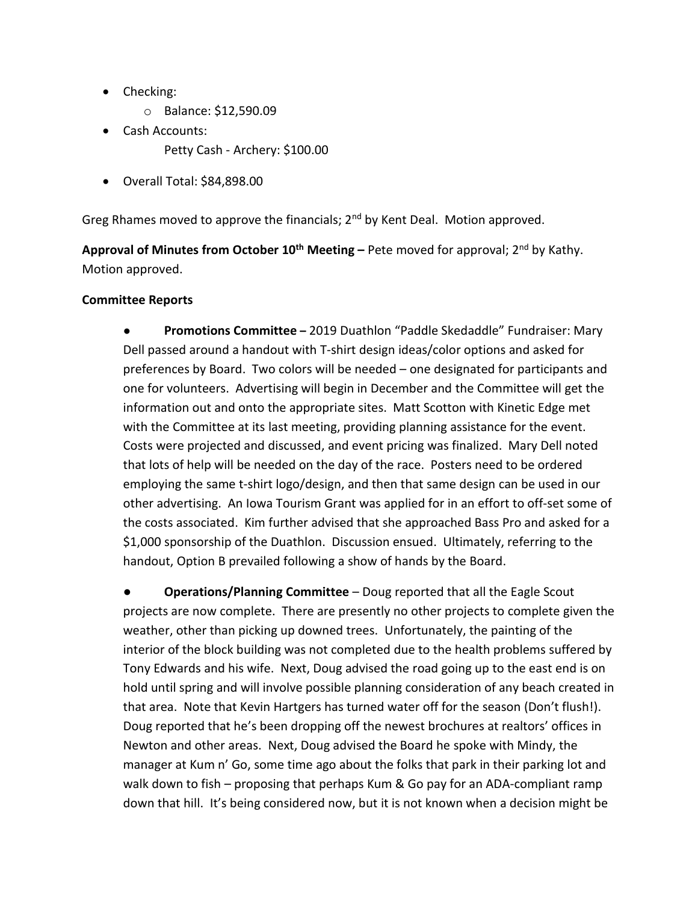- Checking:
    - Balance: $12,590.09
- Cash Accounts:
    - Petty Cash - Archery: $100.00
- Overall Total: $84,898.00

Greg Rhames moved to approve the financials; 2nd by Kent Deal. Motion approved.

**Approval of Minutes from October 10th Meeting –** Pete moved for approval; 2nd by Kathy. Motion approved.

**Committee Reports**

- **Promotions Committee –** 2019 Duathlon "Paddle Skedaddle" Fundraiser: Mary Dell passed around a handout with T-shirt design ideas/color options and asked for preferences by Board. Two colors will be needed – one designated for participants and one for volunteers. Advertising will begin in December and the Committee will get the information out and onto the appropriate sites. Matt Scotton with Kinetic Edge met with the Committee at its last meeting, providing planning assistance for the event. Costs were projected and discussed, and event pricing was finalized. Mary Dell noted that lots of help will be needed on the day of the race. Posters need to be ordered employing the same t-shirt logo/design, and then that same design can be used in our other advertising. An Iowa Tourism Grant was applied for in an effort to off-set some of the costs associated. Kim further advised that she approached Bass Pro and asked for a $1,000 sponsorship of the Duathlon. Discussion ensued. Ultimately, referring to the handout, Option B prevailed following a show of hands by the Board.

- **Operations/Planning Committee** – Doug reported that all the Eagle Scout projects are now complete. There are presently no other projects to complete given the weather, other than picking up downed trees. Unfortunately, the painting of the interior of the block building was not completed due to the health problems suffered by Tony Edwards and his wife. Next, Doug advised the road going up to the east end is on hold until spring and will involve possible planning consideration of any beach created in that area. Note that Kevin Hartgers has turned water off for the season (Don't flush!). Doug reported that he's been dropping off the newest brochures at realtors' offices in Newton and other areas. Next, Doug advised the Board he spoke with Mindy, the manager at Kum n' Go, some time ago about the folks that park in their parking lot and walk down to fish – proposing that perhaps Kum & Go pay for an ADA-compliant ramp down that hill. It's being considered now, but it is not known when a decision might be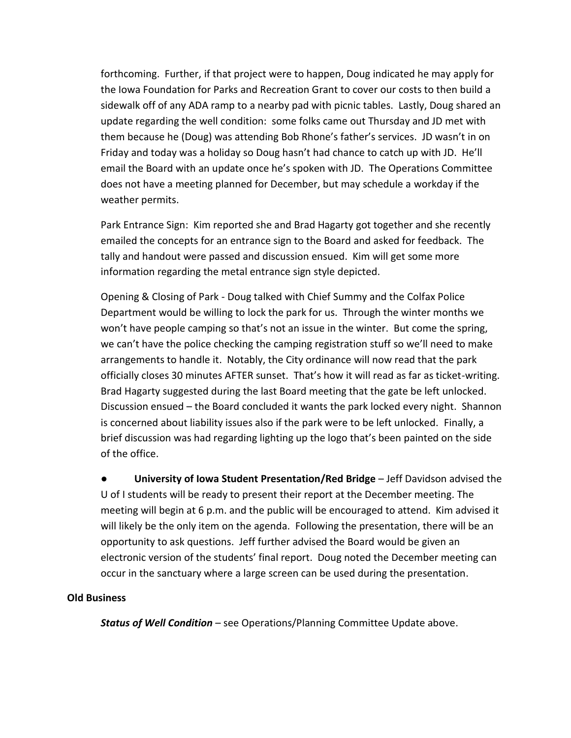forthcoming. Further, if that project were to happen, Doug indicated he may apply for the Iowa Foundation for Parks and Recreation Grant to cover our costs to then build a sidewalk off of any ADA ramp to a nearby pad with picnic tables. Lastly, Doug shared an update regarding the well condition: some folks came out Thursday and JD met with them because he (Doug) was attending Bob Rhone's father's services. JD wasn't in on Friday and today was a holiday so Doug hasn't had chance to catch up with JD. He'll email the Board with an update once he's spoken with JD. The Operations Committee does not have a meeting planned for December, but may schedule a workday if the weather permits.

Park Entrance Sign: Kim reported she and Brad Hagarty got together and she recently emailed the concepts for an entrance sign to the Board and asked for feedback. The tally and handout were passed and discussion ensued. Kim will get some more information regarding the metal entrance sign style depicted.

Opening & Closing of Park - Doug talked with Chief Summy and the Colfax Police Department would be willing to lock the park for us. Through the winter months we won't have people camping so that's not an issue in the winter. But come the spring, we can't have the police checking the camping registration stuff so we'll need to make arrangements to handle it. Notably, the City ordinance will now read that the park officially closes 30 minutes AFTER sunset. That's how it will read as far as ticket-writing. Brad Hagarty suggested during the last Board meeting that the gate be left unlocked. Discussion ensued – the Board concluded it wants the park locked every night. Shannon is concerned about liability issues also if the park were to be left unlocked. Finally, a brief discussion was had regarding lighting up the logo that's been painted on the side of the office.

- **University of Iowa Student Presentation/Red Bridge** – Jeff Davidson advised the U of I students will be ready to present their report at the December meeting. The meeting will begin at 6 p.m. and the public will be encouraged to attend. Kim advised it will likely be the only item on the agenda. Following the presentation, there will be an opportunity to ask questions. Jeff further advised the Board would be given an electronic version of the students' final report. Doug noted the December meeting can occur in the sanctuary where a large screen can be used during the presentation.

**Old Business**

***Status of Well Condition*** – see Operations/Planning Committee Update above.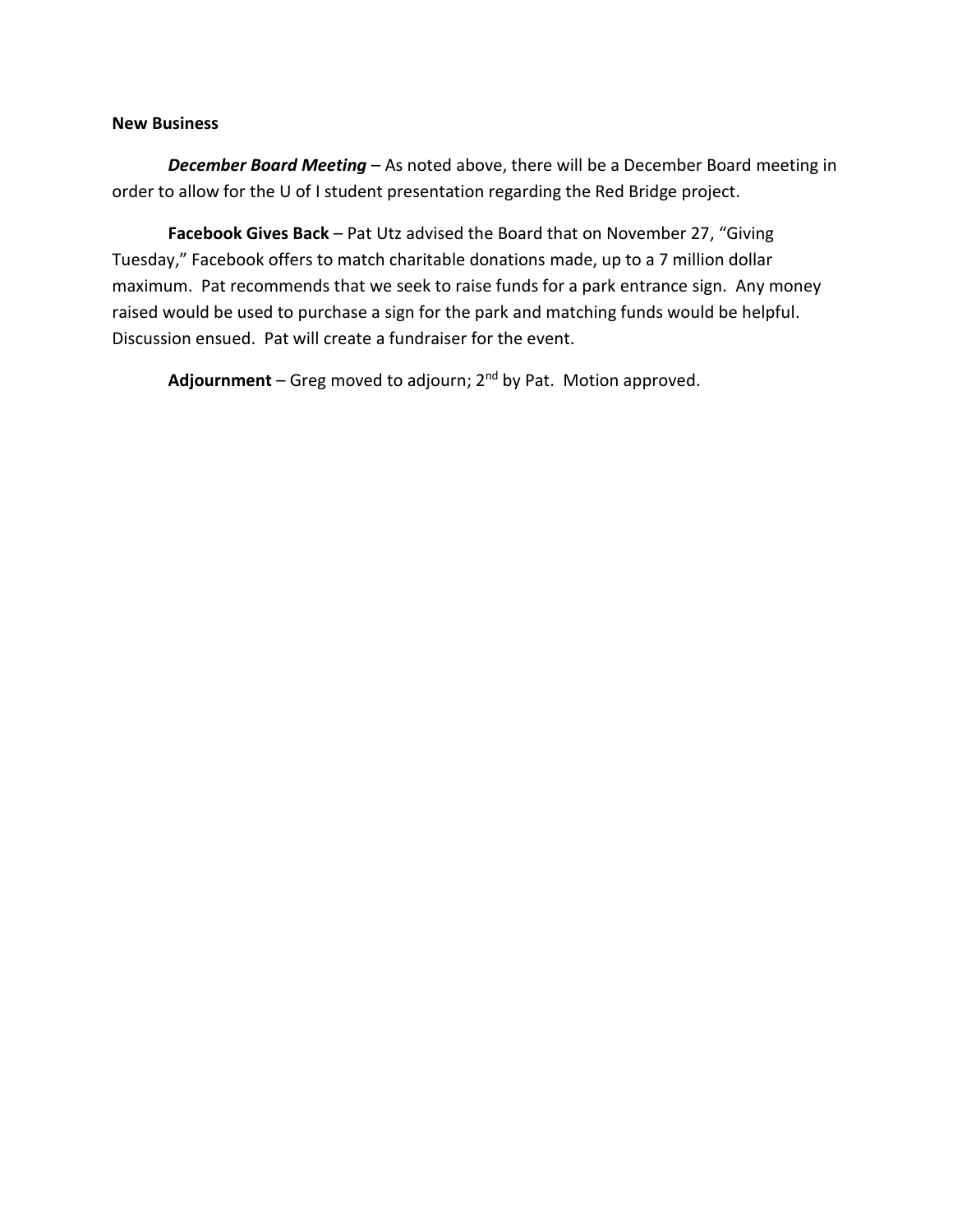**New Business**

***December Board Meeting*** – As noted above, there will be a December Board meeting in order to allow for the U of I student presentation regarding the Red Bridge project.

**Facebook Gives Back** – Pat Utz advised the Board that on November 27, "Giving Tuesday," Facebook offers to match charitable donations made, up to a 7 million dollar maximum. Pat recommends that we seek to raise funds for a park entrance sign. Any money raised would be used to purchase a sign for the park and matching funds would be helpful. Discussion ensued. Pat will create a fundraiser for the event.

**Adjournment** – Greg moved to adjourn; 2nd by Pat. Motion approved.